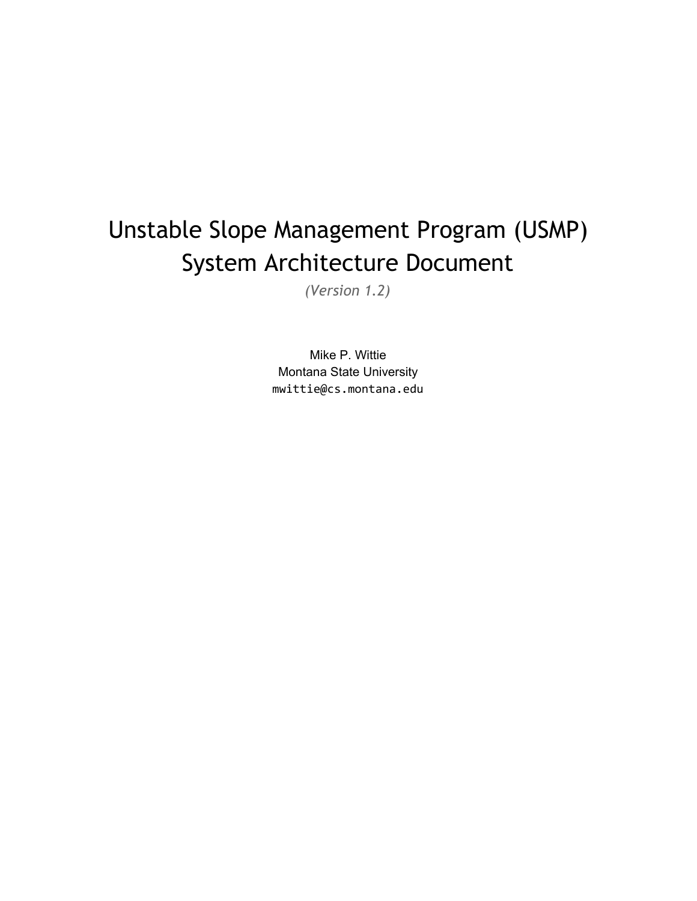# Unstable Slope Management Program (USMP) System Architecture Document

*(Version 1.2)*

Mike P. Wittie
Montana State University
mwittie@cs.montana.edu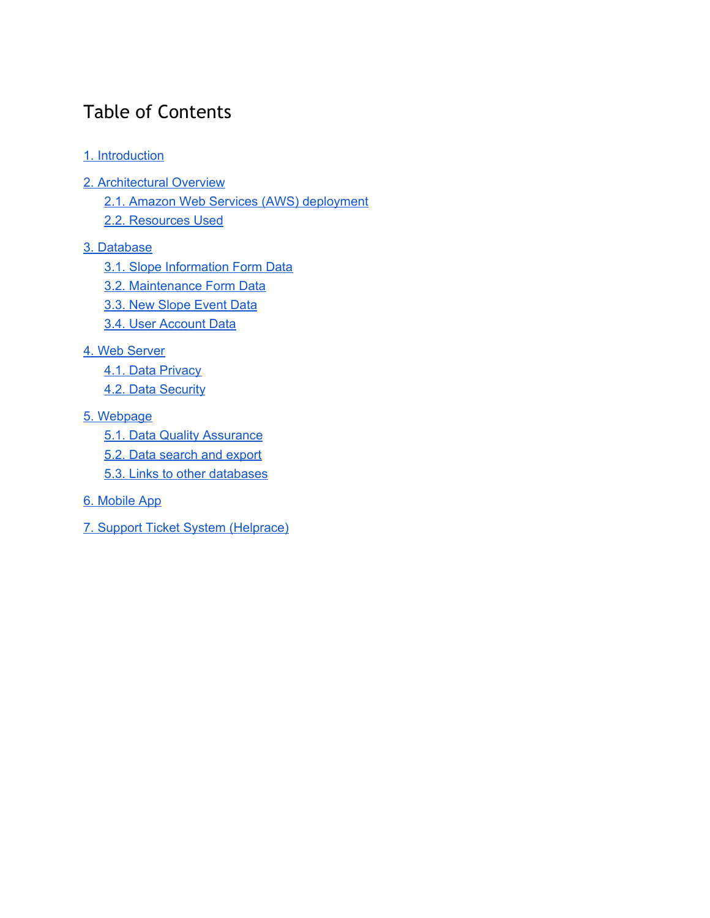# Table of Contents

1. Introduction

2. Architectural Overview
   - 2.1. Amazon Web Services (AWS) deployment
   - 2.2. Resources Used

3. Database
   - 3.1. Slope Information Form Data
   - 3.2. Maintenance Form Data
   - 3.3. New Slope Event Data
   - 3.4. User Account Data

4. Web Server
   - 4.1. Data Privacy
   - 4.2. Data Security

5. Webpage
   - 5.1. Data Quality Assurance
   - 5.2. Data search and export
   - 5.3. Links to other databases

6. Mobile App

7. Support Ticket System (Helprace)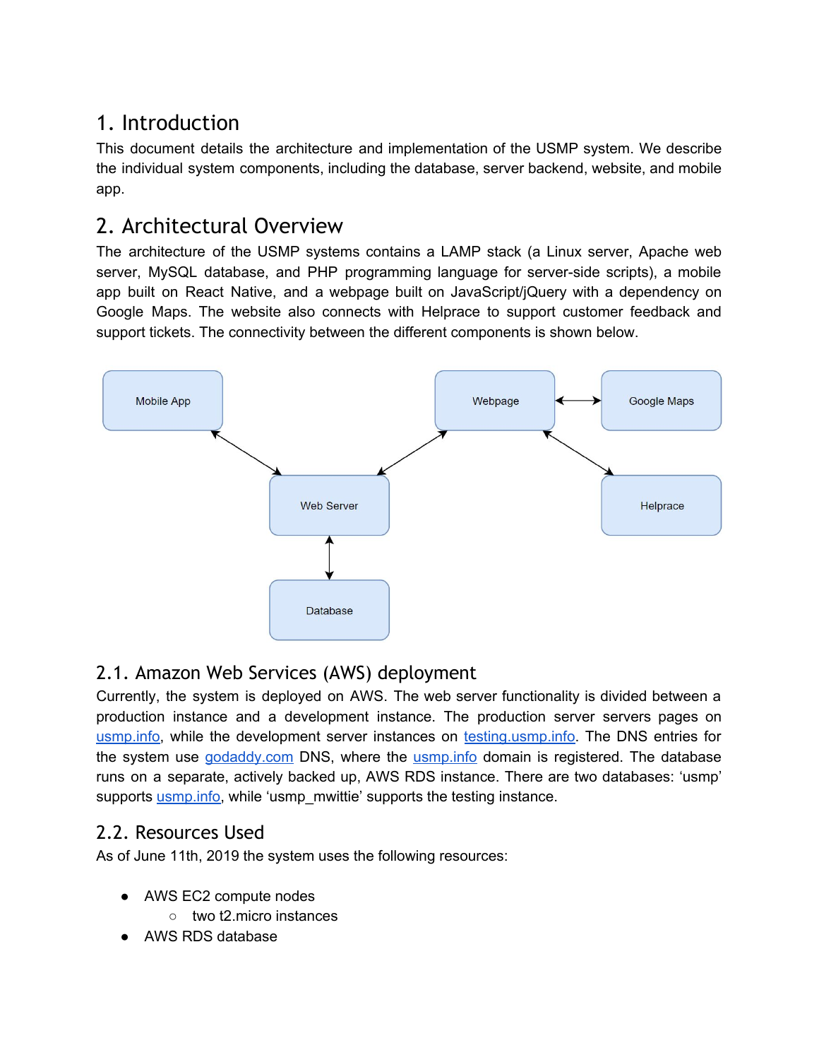# 1. Introduction

This document details the architecture and implementation of the USMP system. We describe the individual system components, including the database, server backend, website, and mobile app.

# 2. Architectural Overview

The architecture of the USMP systems contains a LAMP stack (a Linux server, Apache web server, MySQL database, and PHP programming language for server-side scripts), a mobile app built on React Native, and a webpage built on JavaScript/jQuery with a dependency on Google Maps. The website also connects with Helprace to support customer feedback and support tickets. The connectivity between the different components is shown below.

## 2.1. Amazon Web Services (AWS) deployment

Currently, the system is deployed on AWS. The web server functionality is divided between a production instance and a development instance. The production server servers pages on usmp.info, while the development server instances on testing.usmp.info. The DNS entries for the system use godaddy.com DNS, where the usmp.info domain is registered. The database runs on a separate, actively backed up, AWS RDS instance. There are two databases: 'usmp' supports usmp.info, while 'usmp_mwittie' supports the testing instance.

## 2.2. Resources Used

As of June 11th, 2019 the system uses the following resources:

- AWS EC2 compute nodes
  - two t2.micro instances
- AWS RDS database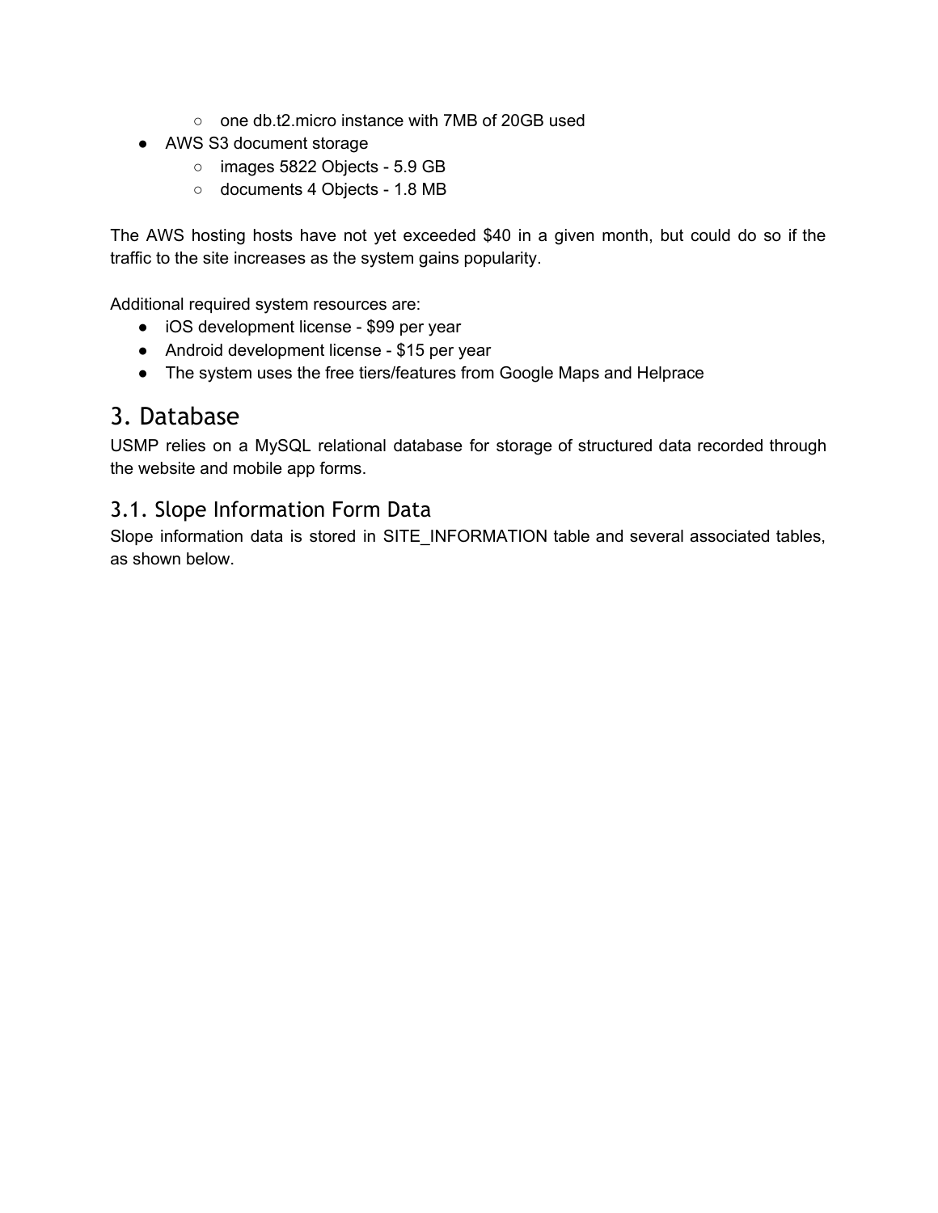- one db.t2.micro instance with 7MB of 20GB used
- AWS S3 document storage
    - images 5822 Objects - 5.9 GB
    - documents 4 Objects - 1.8 MB

The AWS hosting hosts have not yet exceeded $40 in a given month, but could do so if the traffic to the site increases as the system gains popularity.

Additional required system resources are:

- iOS development license - $99 per year
- Android development license - $15 per year
- The system uses the free tiers/features from Google Maps and Helprace

# 3. Database

USMP relies on a MySQL relational database for storage of structured data recorded through the website and mobile app forms.

## 3.1. Slope Information Form Data

Slope information data is stored in SITE_INFORMATION table and several associated tables, as shown below.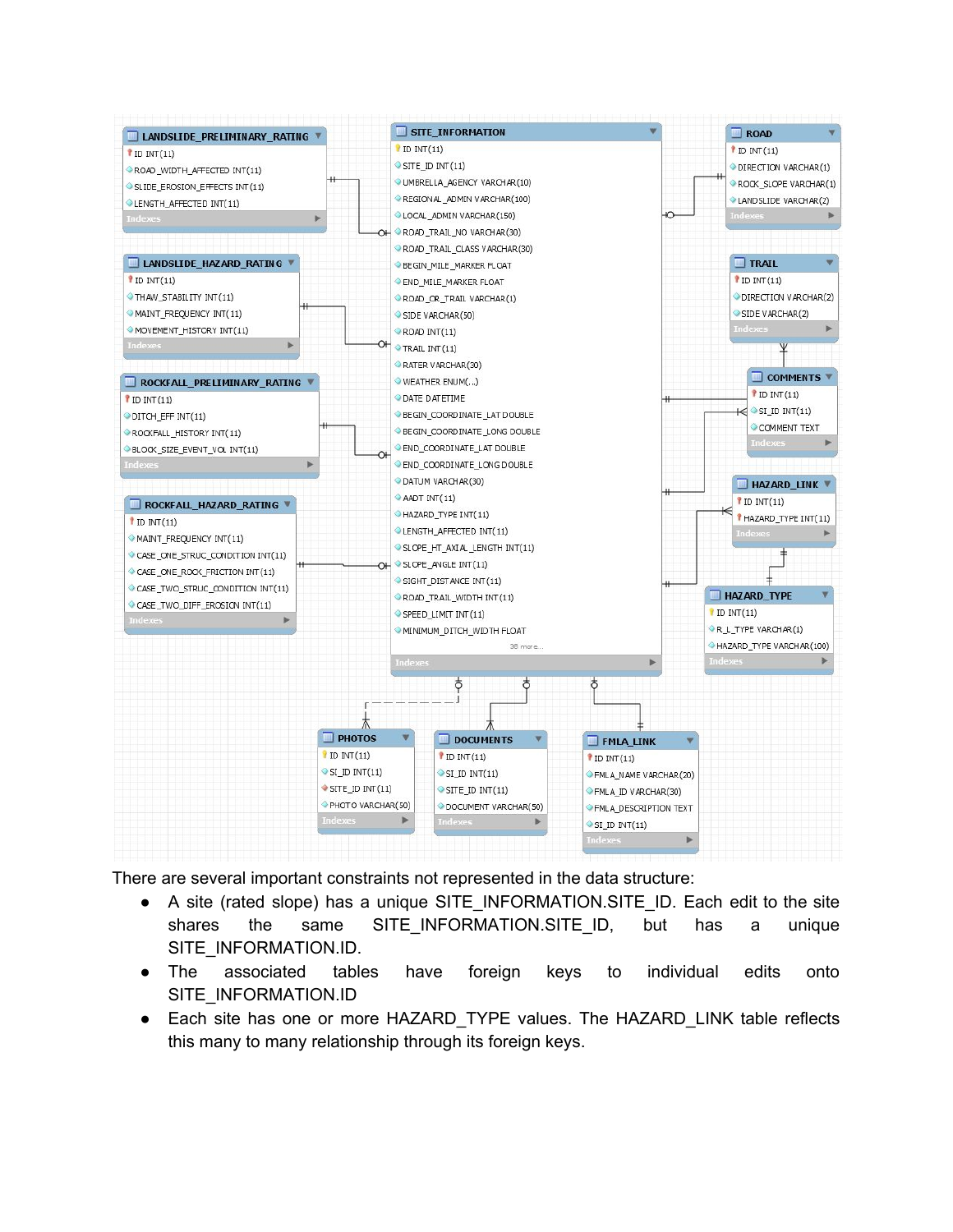**LANDSLIDE_PRELIMINARY_RATING**
- ID INT(11)
- ROAD_WIDTH_AFFECTED INT(11)
- SLIDE_EROSION_EFFECTS INT(11)
- LENGTH_AFFECTED INT(11)

**LANDSLIDE_HAZARD_RATING**
- ID INT(11)
- THAW_STABILITY INT(11)
- MAINT_FREQUENCY INT(11)
- MOVEMENT_HISTORY INT(11)

**ROCKFALL_PRELIMINARY_RATING**
- ID INT(11)
- DITCH_EFF INT(11)
- ROCKFALL_HISTORY INT(11)
- BLOCK_SIZE_EVENT_VOL INT(11)

**ROCKFALL_HAZARD_RATING**
- ID INT(11)
- MAINT_FREQUENCY INT(11)
- CASE_ONE_STRUC_CONDITION INT(11)
- CASE_ONE_ROCK_FRICTION INT(11)
- CASE_TWO_STRUC_CONDITION INT(11)
- CASE_TWO_DIFF_EROSION INT(11)

**SITE_INFORMATION**
- ID INT(11)
- SITE_ID INT(11)
- UMBRELLA_AGENCY VARCHAR(10)
- REGIONAL_ADMIN VARCHAR(100)
- LOCAL_ADMIN VARCHAR(150)
- ROAD_TRAIL_NO VARCHAR(30)
- ROAD_TRAIL_CLASS VARCHAR(30)
- BEGIN_MILE_MARKER FLOAT
- END_MILE_MARKER FLOAT
- ROAD_OR_TRAIL VARCHAR(1)
- SIDE VARCHAR(50)
- ROAD INT(11)
- TRAIL INT(11)
- RATER VARCHAR(30)
- WEATHER ENUM(...)
- DATE DATETIME
- BEGIN_COORDINATE_LAT DOUBLE
- BEGIN_COORDINATE_LONG DOUBLE
- END_COORDINATE_LAT DOUBLE
- END_COORDINATE_LONG DOUBLE
- DATUM VARCHAR(30)
- AADT INT(11)
- HAZARD_TYPE INT(11)
- LENGTH_AFFECTED INT(11)
- SLOPE_HT_AXIAL_LENGTH INT(11)
- SLOPE_ANGLE INT(11)
- SIGHT_DISTANCE INT(11)
- ROAD_TRAIL_WIDTH INT(11)
- SPEED_LIMIT INT(11)
- MINIMUM_DITCH_WIDTH FLOAT
- 38 more...

**ROAD**
- ID INT(11)
- DIRECTION VARCHAR(1)
- ROCK_SLOPE VARCHAR(1)
- LANDSLIDE VARCHAR(2)

**TRAIL**
- ID INT(11)
- DIRECTION VARCHAR(2)
- SIDE VARCHAR(2)

**COMMENTS**
- ID INT(11)
- SI_ID INT(11)
- COMMENT TEXT

**HAZARD_LINK**
- ID INT(11)
- HAZARD_TYPE INT(11)

**HAZARD_TYPE**
- ID INT(11)
- R_L_TYPE VARCHAR(1)
- HAZARD_TYPE VARCHAR(100)

**PHOTOS**
- ID INT(11)
- SI_ID INT(11)
- SITE_ID INT(11)
- PHOTO VARCHAR(50)

**DOCUMENTS**
- ID INT(11)
- SI_ID INT(11)
- SITE_ID INT(11)
- DOCUMENT VARCHAR(50)

**FMLA_LINK**
- ID INT(11)
- FMLA_NAME VARCHAR(20)
- FMLA_ID VARCHAR(30)
- FMLA_DESCRIPTION TEXT
- SI_ID INT(11)

There are several important constraints not represented in the data structure:

- A site (rated slope) has a unique SITE_INFORMATION.SITE_ID. Each edit to the site shares the same SITE_INFORMATION.SITE_ID, but has a unique SITE_INFORMATION.ID.
- The associated tables have foreign keys to individual edits onto SITE_INFORMATION.ID
- Each site has one or more HAZARD_TYPE values. The HAZARD_LINK table reflects this many to many relationship through its foreign keys.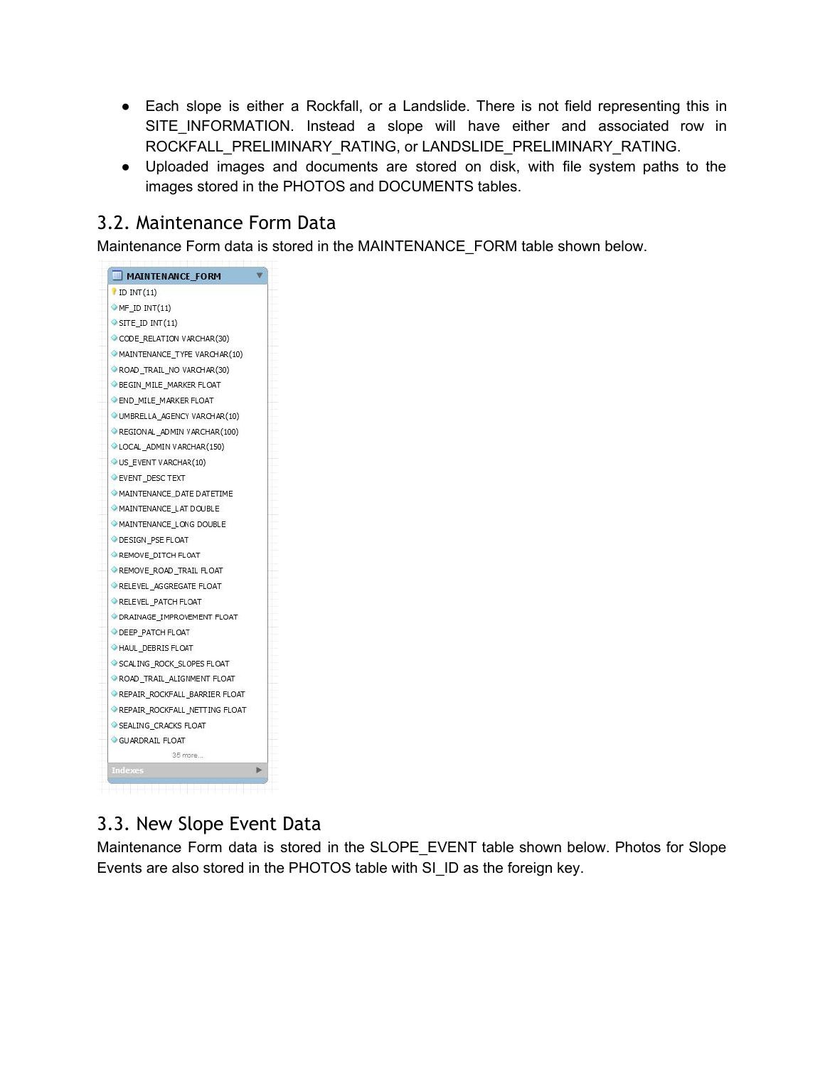- Each slope is either a Rockfall, or a Landslide. There is not field representing this in SITE_INFORMATION. Instead a slope will have either and associated row in ROCKFALL_PRELIMINARY_RATING, or LANDSLIDE_PRELIMINARY_RATING.
- Uploaded images and documents are stored on disk, with file system paths to the images stored in the PHOTOS and DOCUMENTS tables.

## 3.2. Maintenance Form Data

Maintenance Form data is stored in the MAINTENANCE_FORM table shown below.

| MAINTENANCE_FORM |
| --- |
| ID INT(11) |
| MF_ID INT(11) |
| SITE_ID INT(11) |
| CODE_RELATION VARCHAR(30) |
| MAINTENANCE_TYPE VARCHAR(10) |
| ROAD_TRAIL_NO VARCHAR(30) |
| BEGIN_MILE_MARKER FLOAT |
| END_MILE_MARKER FLOAT |
| UMBRELLA_AGENCY VARCHAR(10) |
| REGIONAL_ADMIN VARCHAR(100) |
| LOCAL_ADMIN VARCHAR(150) |
| US_EVENT VARCHAR(10) |
| EVENT_DESC TEXT |
| MAINTENANCE_DATE DATETIME |
| MAINTENANCE_LAT DOUBLE |
| MAINTENANCE_LONG DOUBLE |
| DESIGN_PSE FLOAT |
| REMOVE_DITCH FLOAT |
| REMOVE_ROAD_TRAIL FLOAT |
| RELEVEL_AGGREGATE FLOAT |
| RELEVEL_PATCH FLOAT |
| DRAINAGE_IMPROVEMENT FLOAT |
| DEEP_PATCH FLOAT |
| HAUL_DEBRIS FLOAT |
| SCALING_ROCK_SLOPES FLOAT |
| ROAD_TRAIL_ALIGNMENT FLOAT |
| REPAIR_ROCKFALL_BARRIER FLOAT |
| REPAIR_ROCKFALL_NETTING FLOAT |
| SEALING_CRACKS FLOAT |
| GUARDRAIL FLOAT |
| 35 more... |
| Indexes |

## 3.3. New Slope Event Data

Maintenance Form data is stored in the SLOPE_EVENT table shown below. Photos for Slope Events are also stored in the PHOTOS table with SI_ID as the foreign key.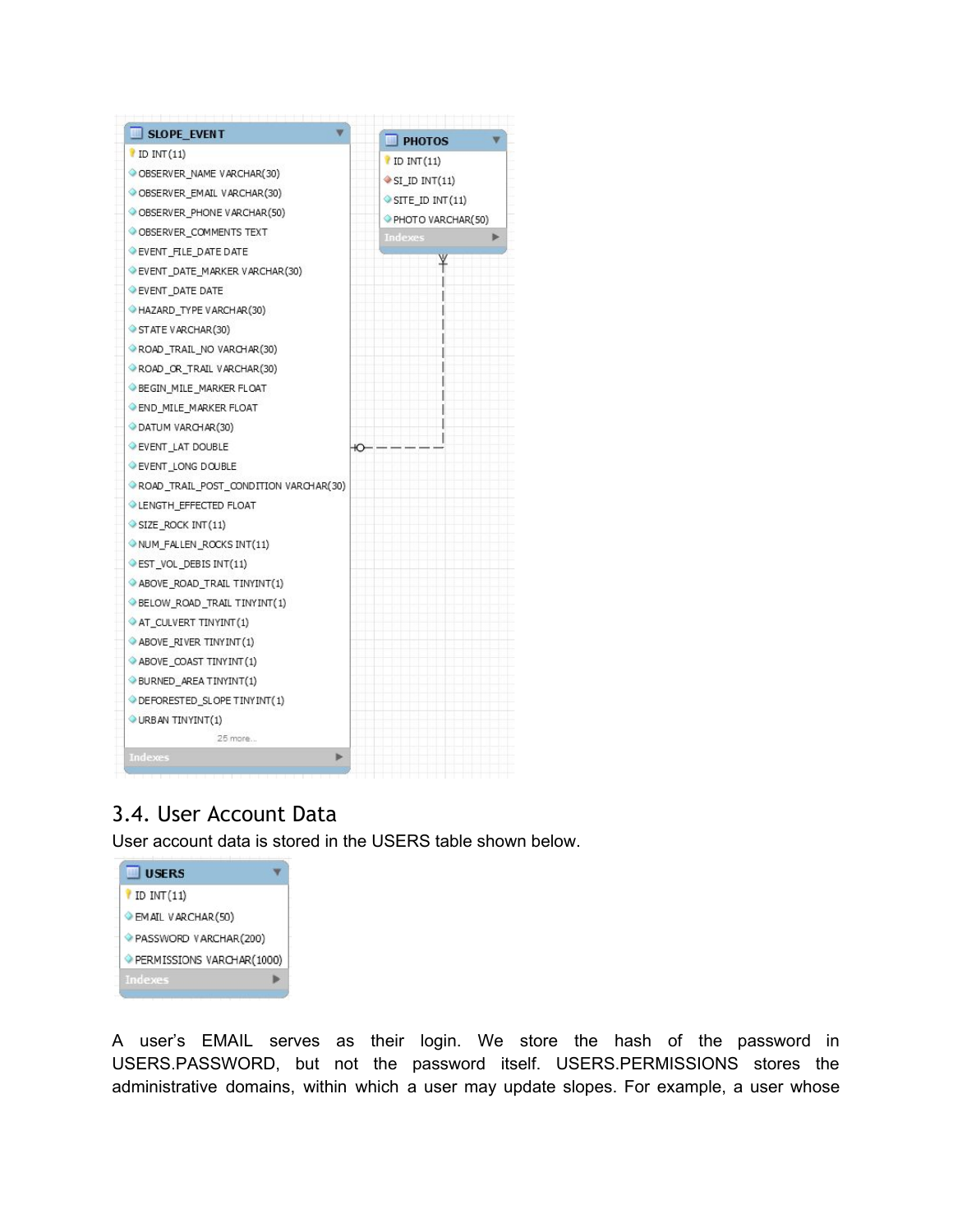| SLOPE_EVENT |
| --- |
| ID INT(11) |
| OBSERVER_NAME VARCHAR(30) |
| OBSERVER_EMAIL VARCHAR(30) |
| OBSERVER_PHONE VARCHAR(50) |
| OBSERVER_COMMENTS TEXT |
| EVENT_FILE_DATE DATE |
| EVENT_DATE_MARKER VARCHAR(30) |
| EVENT_DATE DATE |
| HAZARD_TYPE VARCHAR(30) |
| STATE VARCHAR(30) |
| ROAD_TRAIL_NO VARCHAR(30) |
| ROAD_OR_TRAIL VARCHAR(30) |
| BEGIN_MILE_MARKER FLOAT |
| END_MILE_MARKER FLOAT |
| DATUM VARCHAR(30) |
| EVENT_LAT DOUBLE |
| EVENT_LONG DOUBLE |
| ROAD_TRAIL_POST_CONDITION VARCHAR(30) |
| LENGTH_EFFECTED FLOAT |
| SIZE_ROCK INT(11) |
| NUM_FALLEN_ROCKS INT(11) |
| EST_VOL_DEBIS INT(11) |
| ABOVE_ROAD_TRAIL TINYINT(1) |
| BELOW_ROAD_TRAIL TINYINT(1) |
| AT_CULVERT TINYINT(1) |
| ABOVE_RIVER TINYINT(1) |
| ABOVE_COAST TINYINT(1) |
| BURNED_AREA TINYINT(1) |
| DEFORESTED_SLOPE TINYINT(1) |
| URBAN TINYINT(1) |
| 25 more... |

| PHOTOS |
| --- |
| ID INT(11) |
| SI_ID INT(11) |
| SITE_ID INT(11) |
| PHOTO VARCHAR(50) |

## 3.4. User Account Data

User account data is stored in the USERS table shown below.

| USERS |
| --- |
| ID INT(11) |
| EMAIL VARCHAR(50) |
| PASSWORD VARCHAR(200) |
| PERMISSIONS VARCHAR(1000) |

A user's EMAIL serves as their login. We store the hash of the password in USERS.PASSWORD, but not the password itself. USERS.PERMISSIONS stores the administrative domains, within which a user may update slopes. For example, a user whose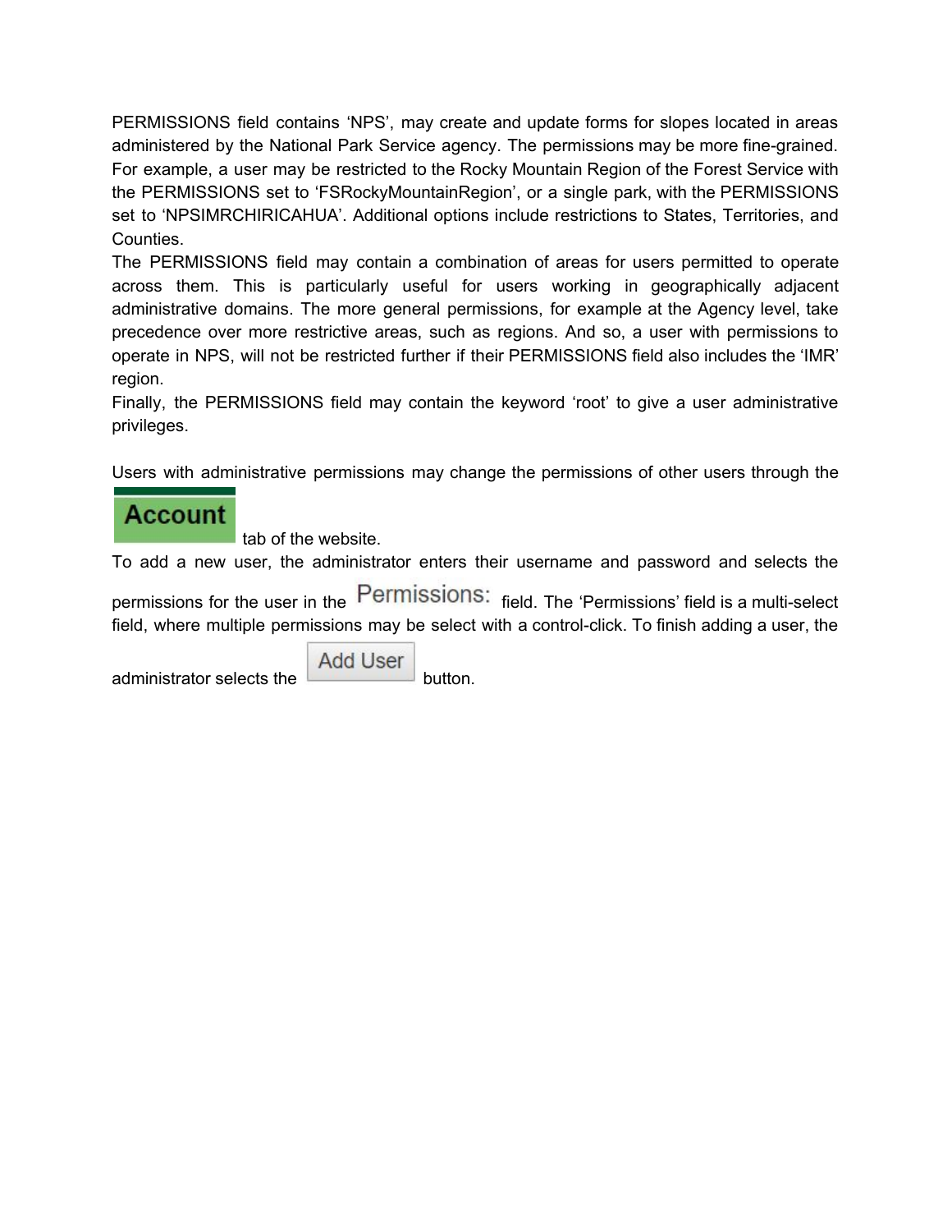PERMISSIONS field contains 'NPS', may create and update forms for slopes located in areas administered by the National Park Service agency. The permissions may be more fine-grained. For example, a user may be restricted to the Rocky Mountain Region of the Forest Service with the PERMISSIONS set to 'FSRockyMountainRegion', or a single park, with the PERMISSIONS set to 'NPSIMRCHIRICAHUA'. Additional options include restrictions to States, Territories, and Counties.

The PERMISSIONS field may contain a combination of areas for users permitted to operate across them. This is particularly useful for users working in geographically adjacent administrative domains. The more general permissions, for example at the Agency level, take precedence over more restrictive areas, such as regions. And so, a user with permissions to operate in NPS, will not be restricted further if their PERMISSIONS field also includes the 'IMR' region.

Finally, the PERMISSIONS field may contain the keyword 'root' to give a user administrative privileges.

Users with administrative permissions may change the permissions of other users through the **Account** tab of the website.

To add a new user, the administrator enters their username and password and selects the permissions for the user in the Permissions: field. The 'Permissions' field is a multi-select field, where multiple permissions may be select with a control-click. To finish adding a user, the administrator selects the Add User button.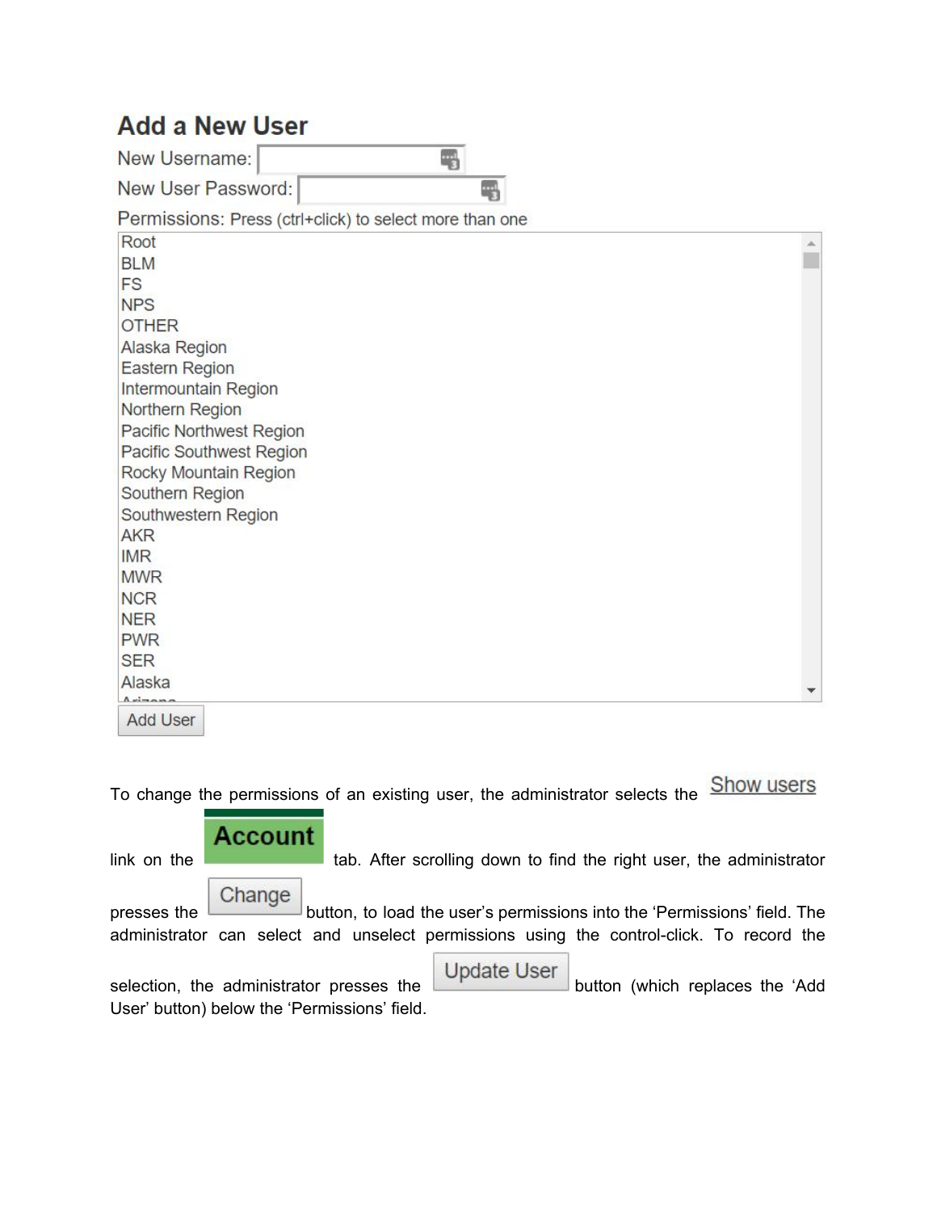## Add a New User

New Username:

New User Password:

Permissions: Press (ctrl+click) to select more than one

- Root
- BLM
- FS
- NPS
- OTHER
- Alaska Region
- Eastern Region
- Intermountain Region
- Northern Region
- Pacific Northwest Region
- Pacific Southwest Region
- Rocky Mountain Region
- Southern Region
- Southwestern Region
- AKR
- IMR
- MWR
- NCR
- NER
- PWR
- SER
- Alaska
- Arizona

Add User

To change the permissions of an existing user, the administrator selects the Show users link on the **Account** tab. After scrolling down to find the right user, the administrator presses the Change button, to load the user's permissions into the 'Permissions' field. The administrator can select and unselect permissions using the control-click. To record the selection, the administrator presses the Update User button (which replaces the 'Add User' button) below the 'Permissions' field.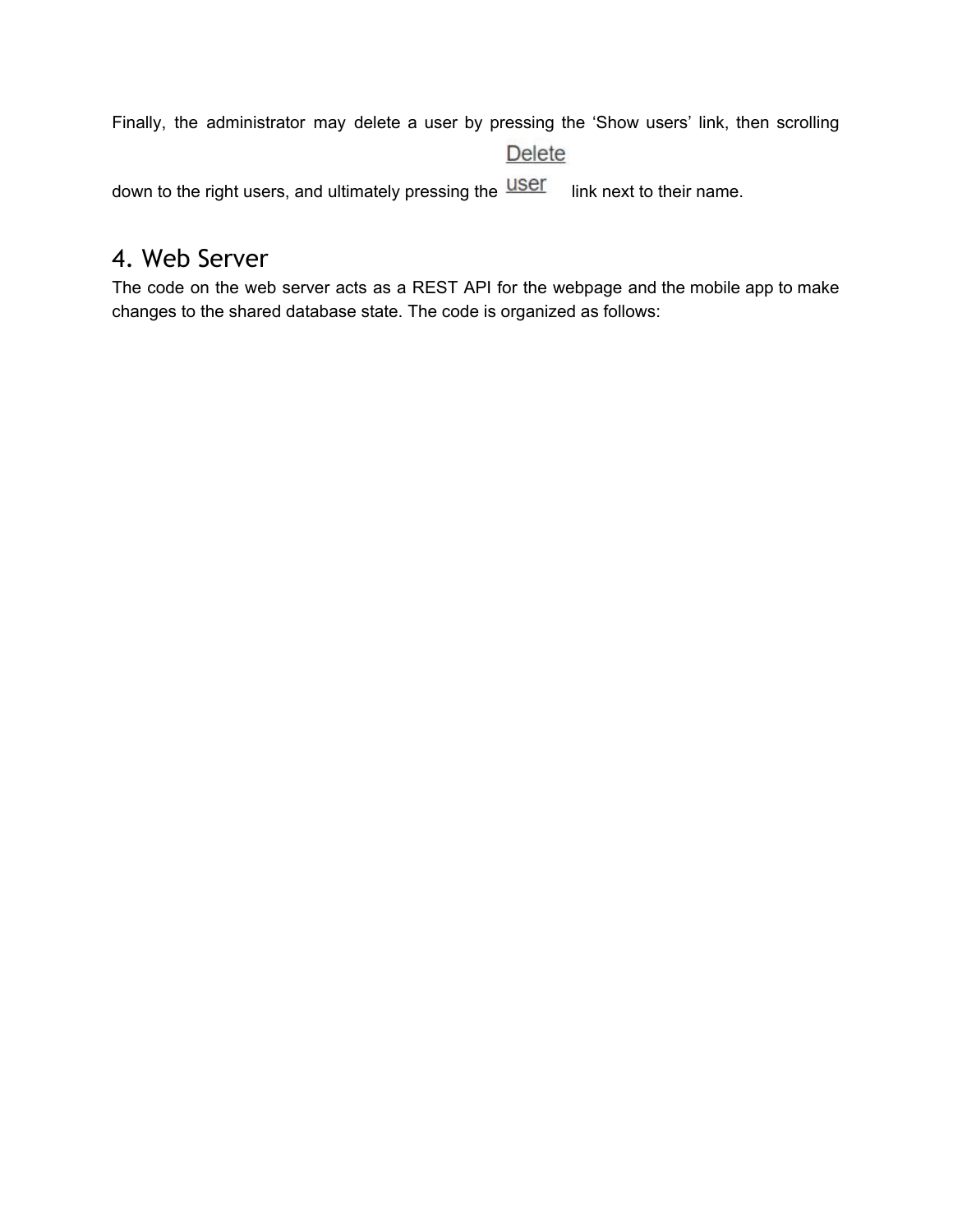Finally, the administrator may delete a user by pressing the 'Show users' link, then scrolling down to the right users, and ultimately pressing the Delete user link next to their name.

## 4. Web Server

The code on the web server acts as a REST API for the webpage and the mobile app to make changes to the shared database state. The code is organized as follows: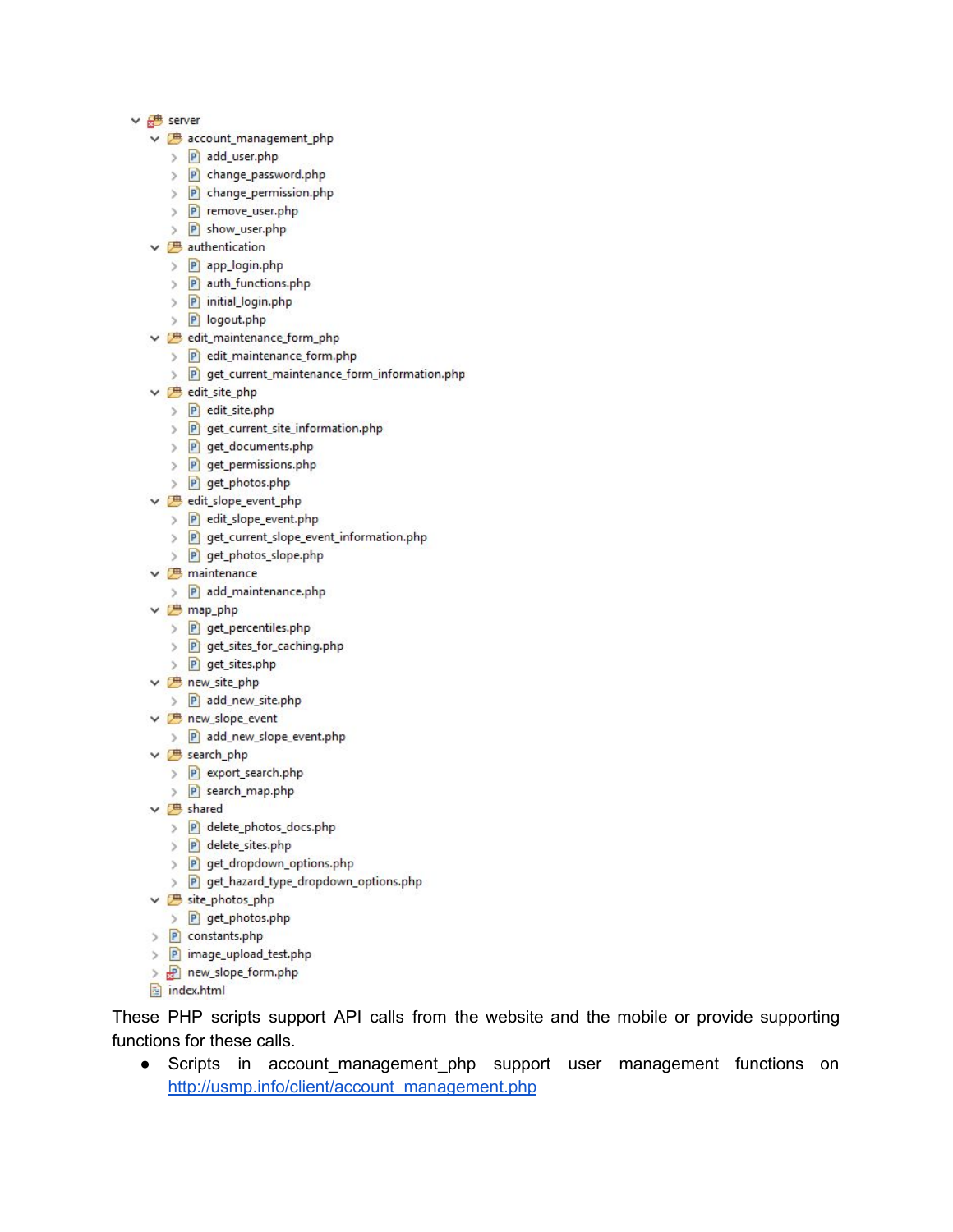```
server
├── account_management_php
│   ├── add_user.php
│   ├── change_password.php
│   ├── change_permission.php
│   ├── remove_user.php
│   └── show_user.php
├── authentication
│   ├── app_login.php
│   ├── auth_functions.php
│   ├── initial_login.php
│   └── logout.php
├── edit_maintenance_form_php
│   ├── edit_maintenance_form.php
│   └── get_current_maintenance_form_information.php
├── edit_site_php
│   ├── edit_site.php
│   ├── get_current_site_information.php
│   ├── get_documents.php
│   ├── get_permissions.php
│   └── get_photos.php
├── edit_slope_event_php
│   ├── edit_slope_event.php
│   ├── get_current_slope_event_information.php
│   └── get_photos_slope.php
├── maintenance
│   └── add_maintenance.php
├── map_php
│   ├── get_percentiles.php
│   ├── get_sites_for_caching.php
│   └── get_sites.php
├── new_site_php
│   └── add_new_site.php
├── new_slope_event
│   └── add_new_slope_event.php
├── search_php
│   ├── export_search.php
│   └── search_map.php
├── shared
│   ├── delete_photos_docs.php
│   ├── delete_sites.php
│   ├── get_dropdown_options.php
│   └── get_hazard_type_dropdown_options.php
├── site_photos_php
│   └── get_photos.php
├── constants.php
├── image_upload_test.php
├── new_slope_form.php
index.html
```

These PHP scripts support API calls from the website and the mobile or provide supporting functions for these calls.

- Scripts in account_management_php support user management functions on http://usmp.info/client/account_management.php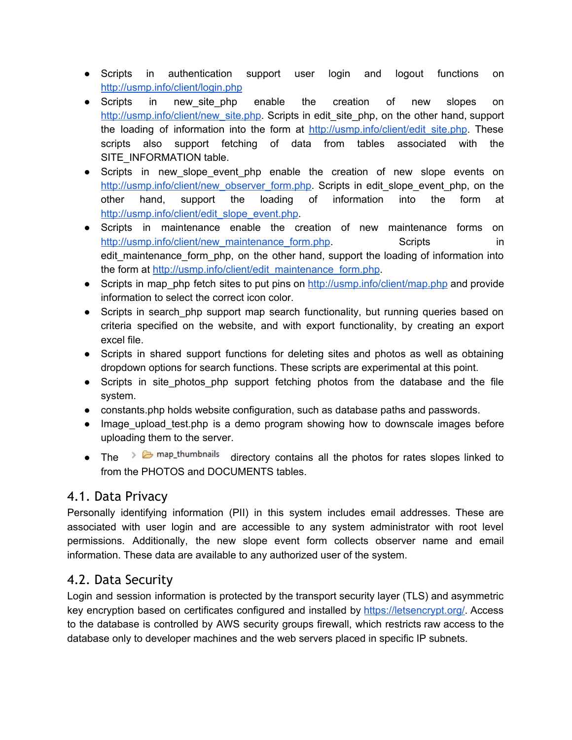- Scripts in authentication support user login and logout functions on http://usmp.info/client/login.php
- Scripts in new_site_php enable the creation of new slopes on http://usmp.info/client/new_site.php. Scripts in edit_site_php, on the other hand, support the loading of information into the form at http://usmp.info/client/edit_site.php. These scripts also support fetching of data from tables associated with the SITE_INFORMATION table.
- Scripts in new_slope_event_php enable the creation of new slope events on http://usmp.info/client/new_observer_form.php. Scripts in edit_slope_event_php, on the other hand, support the loading of information into the form at http://usmp.info/client/edit_slope_event.php.
- Scripts in maintenance enable the creation of new maintenance forms on http://usmp.info/client/new_maintenance_form.php. Scripts in edit_maintenance_form_php, on the other hand, support the loading of information into the form at http://usmp.info/client/edit_maintenance_form.php.
- Scripts in map_php fetch sites to put pins on http://usmp.info/client/map.php and provide information to select the correct icon color.
- Scripts in search_php support map search functionality, but running queries based on criteria specified on the website, and with export functionality, by creating an export excel file.
- Scripts in shared support functions for deleting sites and photos as well as obtaining dropdown options for search functions. These scripts are experimental at this point.
- Scripts in site_photos_php support fetching photos from the database and the file system.
- constants.php holds website configuration, such as database paths and passwords.
- Image_upload_test.php is a demo program showing how to downscale images before uploading them to the server.
- The map_thumbnails directory contains all the photos for rates slopes linked to from the PHOTOS and DOCUMENTS tables.

## 4.1. Data Privacy

Personally identifying information (PII) in this system includes email addresses. These are associated with user login and are accessible to any system administrator with root level permissions. Additionally, the new slope event form collects observer name and email information. These data are available to any authorized user of the system.

## 4.2. Data Security

Login and session information is protected by the transport security layer (TLS) and asymmetric key encryption based on certificates configured and installed by https://letsencrypt.org/. Access to the database is controlled by AWS security groups firewall, which restricts raw access to the database only to developer machines and the web servers placed in specific IP subnets.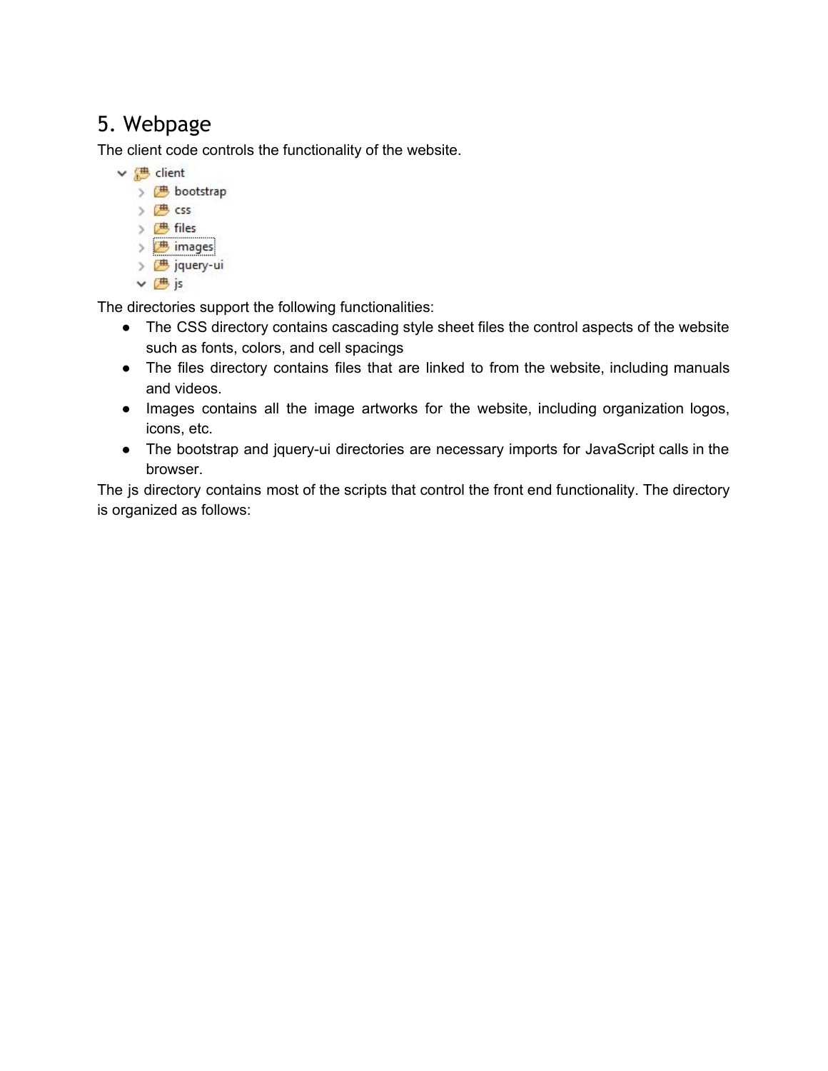## 5. Webpage

The client code controls the functionality of the website.

```
client
    bootstrap
    css
    files
    images
    jquery-ui
    js
```

The directories support the following functionalities:

- The CSS directory contains cascading style sheet files the control aspects of the website such as fonts, colors, and cell spacings
- The files directory contains files that are linked to from the website, including manuals and videos.
- Images contains all the image artworks for the website, including organization logos, icons, etc.
- The bootstrap and jquery-ui directories are necessary imports for JavaScript calls in the browser.

The js directory contains most of the scripts that control the front end functionality. The directory is organized as follows: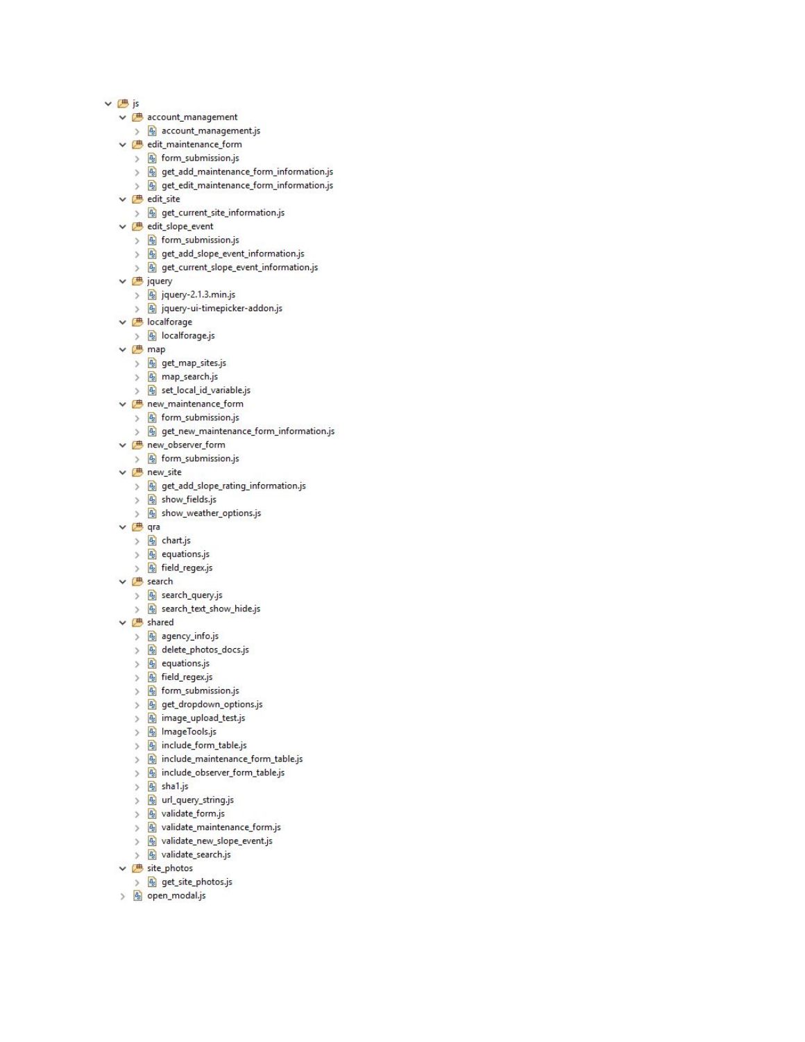- js
  - account_management
    - account_management.js
  - edit_maintenance_form
    - form_submission.js
    - get_add_maintenance_form_information.js
    - get_edit_maintenance_form_information.js
  - edit_site
    - get_current_site_information.js
  - edit_slope_event
    - form_submission.js
    - get_add_slope_event_information.js
    - get_current_slope_event_information.js
  - jquery
    - jquery-2.1.3.min.js
    - jquery-ui-timepicker-addon.js
  - localforage
    - localforage.js
  - map
    - get_map_sites.js
    - map_search.js
    - set_local_id_variable.js
  - new_maintenance_form
    - form_submission.js
    - get_new_maintenance_form_information.js
  - new_observer_form
    - form_submission.js
  - new_site
    - get_add_slope_rating_information.js
    - show_fields.js
    - show_weather_options.js
  - qra
    - chart.js
    - equations.js
    - field_regex.js
  - search
    - search_query.js
    - search_text_show_hide.js
  - shared
    - agency_info.js
    - delete_photos_docs.js
    - equations.js
    - field_regex.js
    - form_submission.js
    - get_dropdown_options.js
    - image_upload_test.js
    - ImageTools.js
    - include_form_table.js
    - include_maintenance_form_table.js
    - include_observer_form_table.js
    - sha1.js
    - url_query_string.js
    - validate_form.js
    - validate_maintenance_form.js
    - validate_new_slope_event.js
    - validate_search.js
  - site_photos
    - get_site_photos.js
  - open_modal.js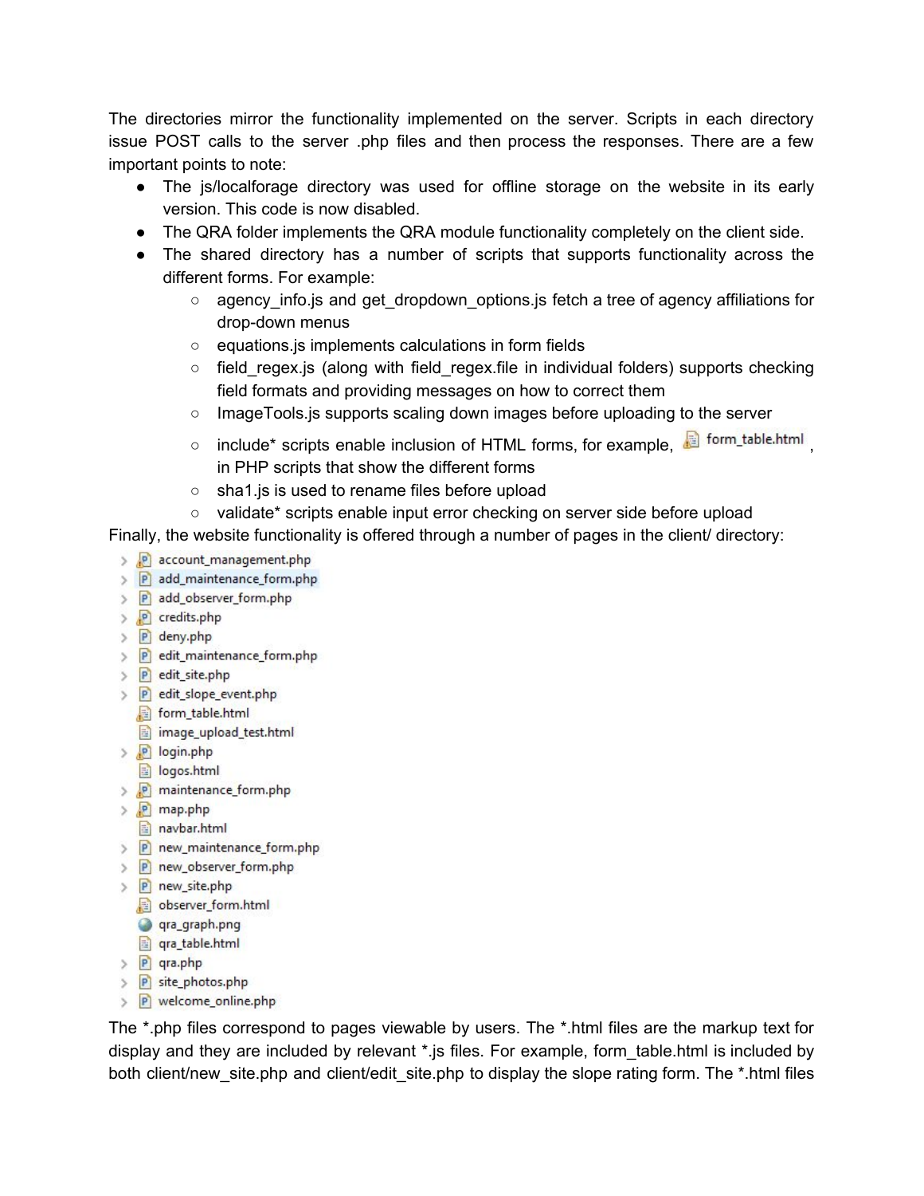The directories mirror the functionality implemented on the server. Scripts in each directory issue POST calls to the server .php files and then process the responses. There are a few important points to note:

- The js/localforage directory was used for offline storage on the website in its early version. This code is now disabled.
- The QRA folder implements the QRA module functionality completely on the client side.
- The shared directory has a number of scripts that supports functionality across the different forms. For example:
  - agency_info.js and get_dropdown_options.js fetch a tree of agency affiliations for drop-down menus
  - equations.js implements calculations in form fields
  - field_regex.js (along with field_regex.file in individual folders) supports checking field formats and providing messages on how to correct them
  - ImageTools.js supports scaling down images before uploading to the server
  - include* scripts enable inclusion of HTML forms, for example, form_table.html, in PHP scripts that show the different forms
  - sha1.js is used to rename files before upload
  - validate* scripts enable input error checking on server side before upload

Finally, the website functionality is offered through a number of pages in the client/ directory:

- account_management.php
- add_maintenance_form.php
- add_observer_form.php
- credits.php
- deny.php
- edit_maintenance_form.php
- edit_site.php
- edit_slope_event.php
- form_table.html
- image_upload_test.html
- login.php
- logos.html
- maintenance_form.php
- map.php
- navbar.html
- new_maintenance_form.php
- new_observer_form.php
- new_site.php
- observer_form.html
- qra_graph.png
- qra_table.html
- qra.php
- site_photos.php
- welcome_online.php

The *.php files correspond to pages viewable by users. The *.html files are the markup text for display and they are included by relevant *.js files. For example, form_table.html is included by both client/new_site.php and client/edit_site.php to display the slope rating form. The *.html files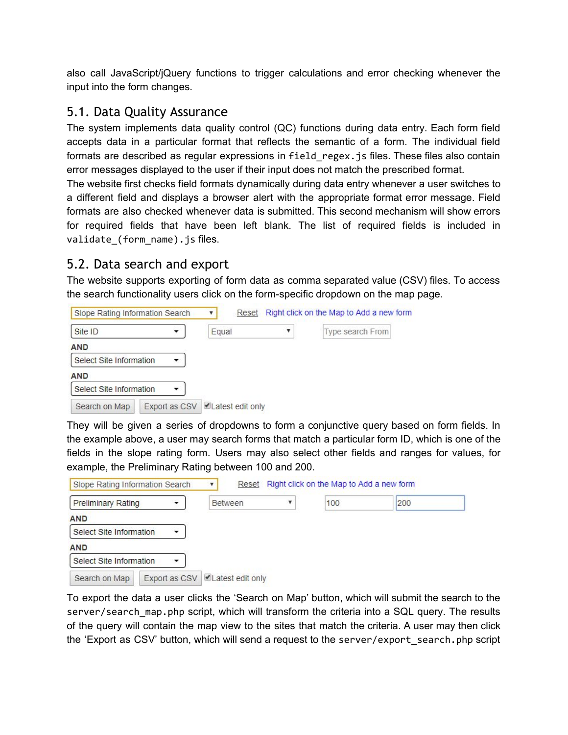also call JavaScript/jQuery functions to trigger calculations and error checking whenever the input into the form changes.

## 5.1. Data Quality Assurance

The system implements data quality control (QC) functions during data entry. Each form field accepts data in a particular format that reflects the semantic of a form. The individual field formats are described as regular expressions in `field_regex.js` files. These files also contain error messages displayed to the user if their input does not match the prescribed format.
The website first checks field formats dynamically during data entry whenever a user switches to a different field and displays a browser alert with the appropriate format error message. Field formats are also checked whenever data is submitted. This second mechanism will show errors for required fields that have been left blank. The list of required fields is included in `validate_(form_name).js` files.

## 5.2. Data search and export

The website supports exporting of form data as comma separated value (CSV) files. To access the search functionality users click on the form-specific dropdown on the map page.

Slope Rating Information Search ▾ | Reset | Right click on the Map to Add a new form

Site ID ▾ | Equal ▾ | Type search From

AND

Select Site Information ▾

AND

Select Site Information ▾

Search on Map | Export as CSV | ☑ Latest edit only

They will be given a series of dropdowns to form a conjunctive query based on form fields. In the example above, a user may search forms that match a particular form ID, which is one of the fields in the slope rating form. Users may also select other fields and ranges for values, for example, the Preliminary Rating between 100 and 200.

Slope Rating Information Search ▾ | Reset | Right click on the Map to Add a new form

Preliminary Rating ▾ | Between ▾ | 100 | 200

AND

Select Site Information ▾

AND

Select Site Information ▾

Search on Map | Export as CSV | ☑ Latest edit only

To export the data a user clicks the 'Search on Map' button, which will submit the search to the `server/search_map.php` script, which will transform the criteria into a SQL query. The results of the query will contain the map view to the sites that match the criteria. A user may then click the 'Export as CSV' button, which will send a request to the `server/export_search.php` script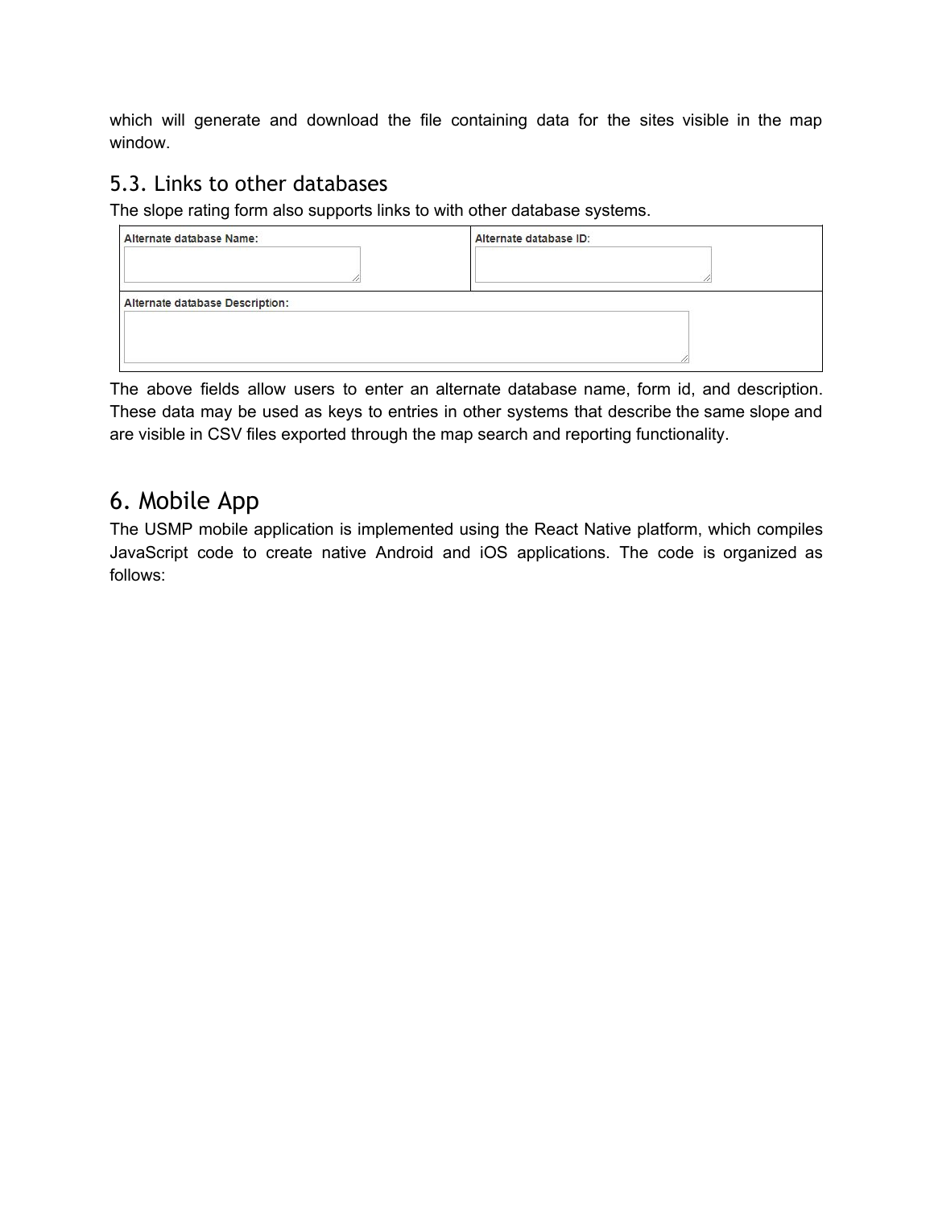which will generate and download the file containing data for the sites visible in the map window.

## 5.3. Links to other databases

The slope rating form also supports links to with other database systems.

| Alternate database Name: | Alternate database ID: |
|---|---|
| Alternate database Description: | |

The above fields allow users to enter an alternate database name, form id, and description. These data may be used as keys to entries in other systems that describe the same slope and are visible in CSV files exported through the map search and reporting functionality.

# 6. Mobile App

The USMP mobile application is implemented using the React Native platform, which compiles JavaScript code to create native Android and iOS applications. The code is organized as follows: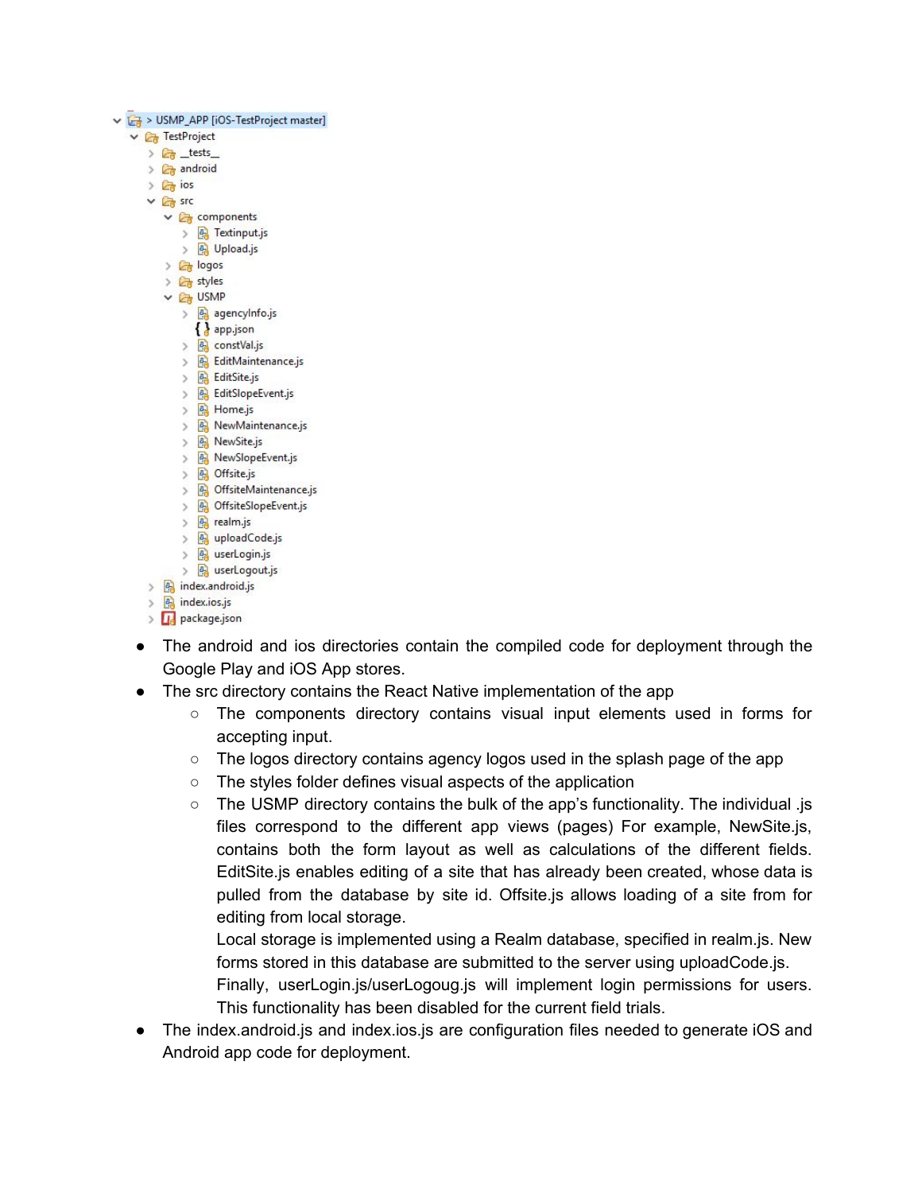```
USMP_APP [iOS-TestProject master]
  TestProject
    __tests__
    android
    ios
    src
      components
        Textinput.js
        Upload.js
      logos
      styles
      USMP
        agencyInfo.js
        app.json
        constVal.js
        EditMaintenance.js
        EditSite.js
        EditSlopeEvent.js
        Home.js
        NewMaintenance.js
        NewSite.js
        NewSlopeEvent.js
        Offsite.js
        OffsiteMaintenance.js
        OffsiteSlopeEvent.js
        realm.js
        uploadCode.js
        userLogin.js
        userLogout.js
    index.android.js
    index.ios.js
    package.json
```

- The android and ios directories contain the compiled code for deployment through the Google Play and iOS App stores.
- The src directory contains the React Native implementation of the app
  - The components directory contains visual input elements used in forms for accepting input.
  - The logos directory contains agency logos used in the splash page of the app
  - The styles folder defines visual aspects of the application
  - The USMP directory contains the bulk of the app's functionality. The individual .js files correspond to the different app views (pages) For example, NewSite.js, contains both the form layout as well as calculations of the different fields. EditSite.js enables editing of a site that has already been created, whose data is pulled from the database by site id. Offsite.js allows loading of a site from for editing from local storage.

    Local storage is implemented using a Realm database, specified in realm.js. New forms stored in this database are submitted to the server using uploadCode.js.

    Finally, userLogin.js/userLogoug.js will implement login permissions for users. This functionality has been disabled for the current field trials.
- The index.android.js and index.ios.js are configuration files needed to generate iOS and Android app code for deployment.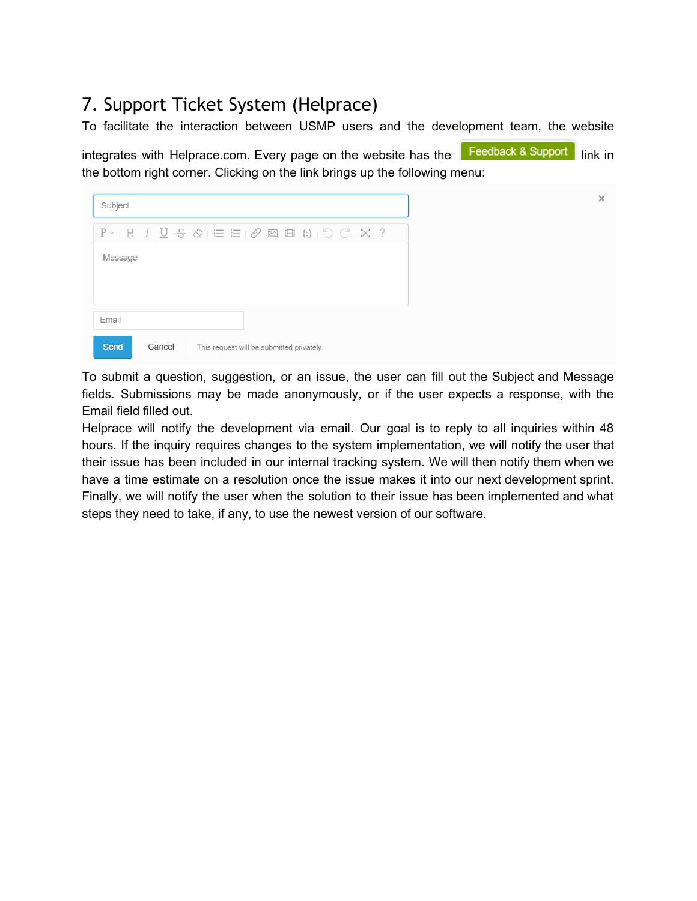# 7. Support Ticket System (Helprace)

To facilitate the interaction between USMP users and the development team, the website integrates with Helprace.com. Every page on the website has the Feedback & Support link in the bottom right corner. Clicking on the link brings up the following menu:

Subject

Message

Email

Send Cancel This request will be submitted privately.

To submit a question, suggestion, or an issue, the user can fill out the Subject and Message fields. Submissions may be made anonymously, or if the user expects a response, with the Email field filled out.

Helprace will notify the development via email. Our goal is to reply to all inquiries within 48 hours. If the inquiry requires changes to the system implementation, we will notify the user that their issue has been included in our internal tracking system. We will then notify them when we have a time estimate on a resolution once the issue makes it into our next development sprint. Finally, we will notify the user when the solution to their issue has been implemented and what steps they need to take, if any, to use the newest version of our software.